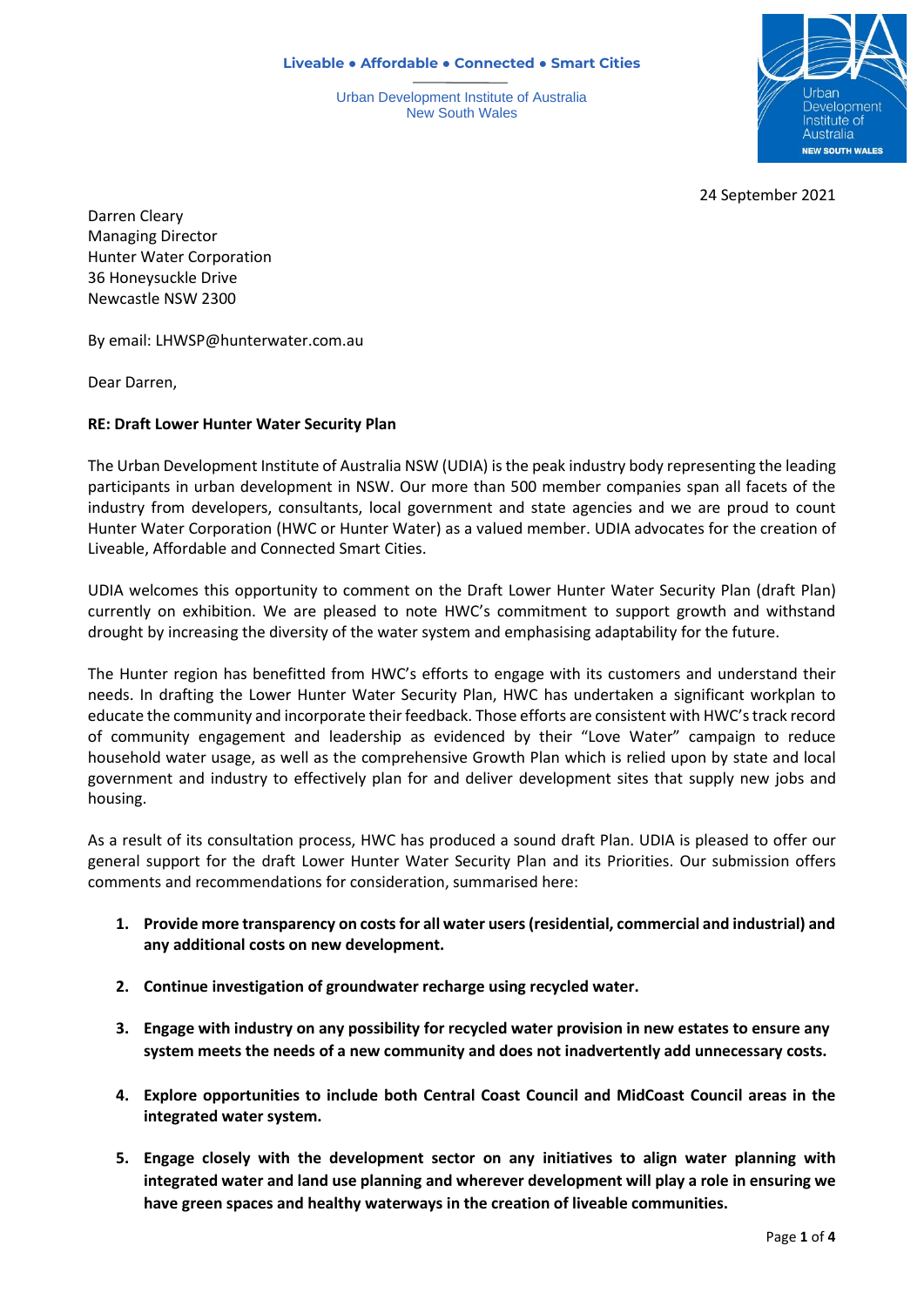Liveable • Affordable • Connected • Smart Cities

Urban Development Institute of Australia
New South Wales

24 September 2021

Darren Cleary
Managing Director
Hunter Water Corporation
36 Honeysuckle Drive
Newcastle NSW 2300

By email: LHWSP@hunterwater.com.au

Dear Darren,

**RE: Draft Lower Hunter Water Security Plan**

The Urban Development Institute of Australia NSW (UDIA) is the peak industry body representing the leading participants in urban development in NSW. Our more than 500 member companies span all facets of the industry from developers, consultants, local government and state agencies and we are proud to count Hunter Water Corporation (HWC or Hunter Water) as a valued member. UDIA advocates for the creation of Liveable, Affordable and Connected Smart Cities.

UDIA welcomes this opportunity to comment on the Draft Lower Hunter Water Security Plan (draft Plan) currently on exhibition. We are pleased to note HWC's commitment to support growth and withstand drought by increasing the diversity of the water system and emphasising adaptability for the future.

The Hunter region has benefitted from HWC's efforts to engage with its customers and understand their needs. In drafting the Lower Hunter Water Security Plan, HWC has undertaken a significant workplan to educate the community and incorporate their feedback. Those efforts are consistent with HWC's track record of community engagement and leadership as evidenced by their "Love Water" campaign to reduce household water usage, as well as the comprehensive Growth Plan which is relied upon by state and local government and industry to effectively plan for and deliver development sites that supply new jobs and housing.

As a result of its consultation process, HWC has produced a sound draft Plan. UDIA is pleased to offer our general support for the draft Lower Hunter Water Security Plan and its Priorities. Our submission offers comments and recommendations for consideration, summarised here:

1. **Provide more transparency on costs for all water users (residential, commercial and industrial) and any additional costs on new development.**
2. **Continue investigation of groundwater recharge using recycled water.**
3. **Engage with industry on any possibility for recycled water provision in new estates to ensure any system meets the needs of a new community and does not inadvertently add unnecessary costs.**
4. **Explore opportunities to include both Central Coast Council and MidCoast Council areas in the integrated water system.**
5. **Engage closely with the development sector on any initiatives to align water planning with integrated water and land use planning and wherever development will play a role in ensuring we have green spaces and healthy waterways in the creation of liveable communities.**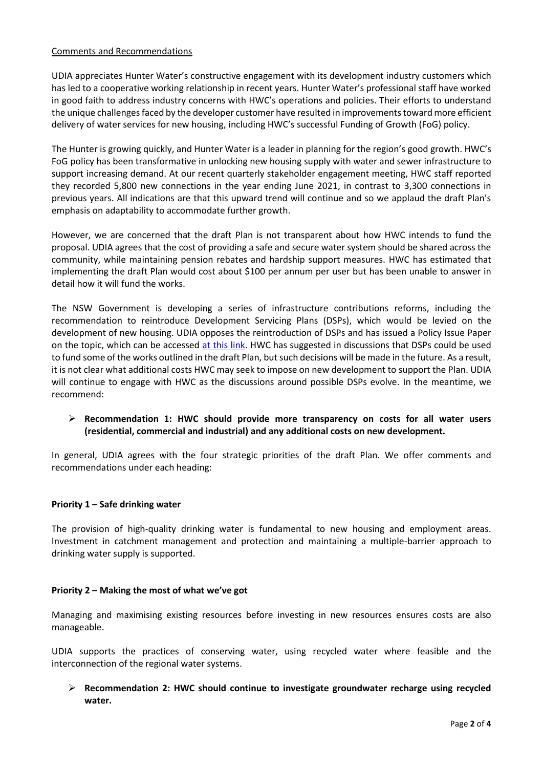Comments and Recommendations

UDIA appreciates Hunter Water's constructive engagement with its development industry customers which has led to a cooperative working relationship in recent years. Hunter Water's professional staff have worked in good faith to address industry concerns with HWC's operations and policies. Their efforts to understand the unique challenges faced by the developer customer have resulted in improvements toward more efficient delivery of water services for new housing, including HWC's successful Funding of Growth (FoG) policy.

The Hunter is growing quickly, and Hunter Water is a leader in planning for the region's good growth. HWC's FoG policy has been transformative in unlocking new housing supply with water and sewer infrastructure to support increasing demand. At our recent quarterly stakeholder engagement meeting, HWC staff reported they recorded 5,800 new connections in the year ending June 2021, in contrast to 3,300 connections in previous years. All indications are that this upward trend will continue and so we applaud the draft Plan's emphasis on adaptability to accommodate further growth.

However, we are concerned that the draft Plan is not transparent about how HWC intends to fund the proposal. UDIA agrees that the cost of providing a safe and secure water system should be shared across the community, while maintaining pension rebates and hardship support measures. HWC has estimated that implementing the draft Plan would cost about $100 per annum per user but has been unable to answer in detail how it will fund the works.

The NSW Government is developing a series of infrastructure contributions reforms, including the recommendation to reintroduce Development Servicing Plans (DSPs), which would be levied on the development of new housing. UDIA opposes the reintroduction of DSPs and has issued a Policy Issue Paper on the topic, which can be accessed at this link. HWC has suggested in discussions that DSPs could be used to fund some of the works outlined in the draft Plan, but such decisions will be made in the future. As a result, it is not clear what additional costs HWC may seek to impose on new development to support the Plan. UDIA will continue to engage with HWC as the discussions around possible DSPs evolve. In the meantime, we recommend:

- **Recommendation 1: HWC should provide more transparency on costs for all water users (residential, commercial and industrial) and any additional costs on new development.**

In general, UDIA agrees with the four strategic priorities of the draft Plan. We offer comments and recommendations under each heading:

### Priority 1 – Safe drinking water

The provision of high-quality drinking water is fundamental to new housing and employment areas. Investment in catchment management and protection and maintaining a multiple-barrier approach to drinking water supply is supported.

### Priority 2 – Making the most of what we've got

Managing and maximising existing resources before investing in new resources ensures costs are also manageable.

UDIA supports the practices of conserving water, using recycled water where feasible and the interconnection of the regional water systems.

- **Recommendation 2: HWC should continue to investigate groundwater recharge using recycled water.**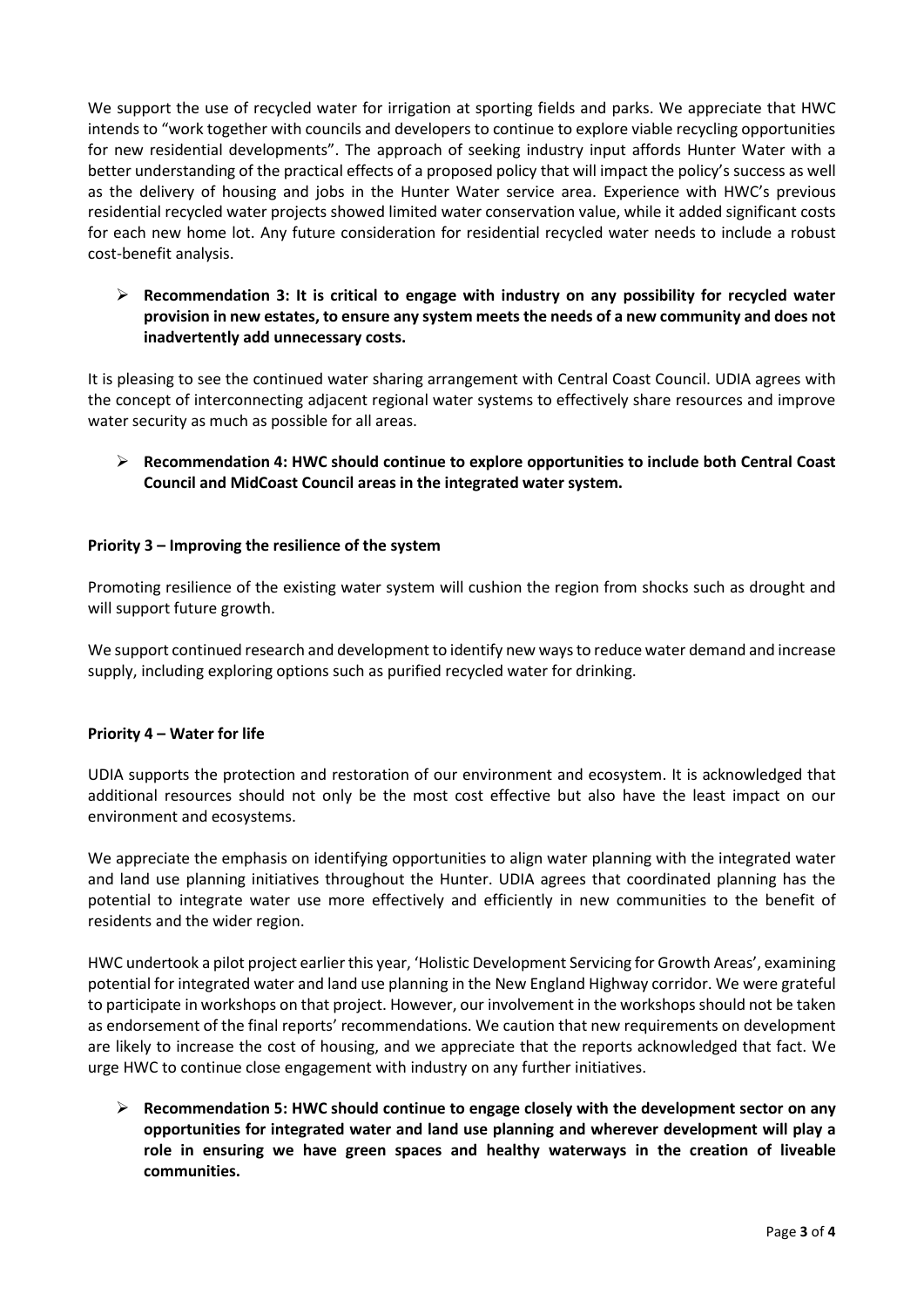We support the use of recycled water for irrigation at sporting fields and parks. We appreciate that HWC intends to "work together with councils and developers to continue to explore viable recycling opportunities for new residential developments". The approach of seeking industry input affords Hunter Water with a better understanding of the practical effects of a proposed policy that will impact the policy's success as well as the delivery of housing and jobs in the Hunter Water service area. Experience with HWC's previous residential recycled water projects showed limited water conservation value, while it added significant costs for each new home lot. Any future consideration for residential recycled water needs to include a robust cost-benefit analysis.

- **Recommendation 3: It is critical to engage with industry on any possibility for recycled water provision in new estates, to ensure any system meets the needs of a new community and does not inadvertently add unnecessary costs.**

It is pleasing to see the continued water sharing arrangement with Central Coast Council. UDIA agrees with the concept of interconnecting adjacent regional water systems to effectively share resources and improve water security as much as possible for all areas.

- **Recommendation 4: HWC should continue to explore opportunities to include both Central Coast Council and MidCoast Council areas in the integrated water system.**

**Priority 3 – Improving the resilience of the system**

Promoting resilience of the existing water system will cushion the region from shocks such as drought and will support future growth.

We support continued research and development to identify new ways to reduce water demand and increase supply, including exploring options such as purified recycled water for drinking.

**Priority 4 – Water for life**

UDIA supports the protection and restoration of our environment and ecosystem. It is acknowledged that additional resources should not only be the most cost effective but also have the least impact on our environment and ecosystems.

We appreciate the emphasis on identifying opportunities to align water planning with the integrated water and land use planning initiatives throughout the Hunter. UDIA agrees that coordinated planning has the potential to integrate water use more effectively and efficiently in new communities to the benefit of residents and the wider region.

HWC undertook a pilot project earlier this year, 'Holistic Development Servicing for Growth Areas', examining potential for integrated water and land use planning in the New England Highway corridor. We were grateful to participate in workshops on that project. However, our involvement in the workshops should not be taken as endorsement of the final reports' recommendations. We caution that new requirements on development are likely to increase the cost of housing, and we appreciate that the reports acknowledged that fact. We urge HWC to continue close engagement with industry on any further initiatives.

- **Recommendation 5: HWC should continue to engage closely with the development sector on any opportunities for integrated water and land use planning and wherever development will play a role in ensuring we have green spaces and healthy waterways in the creation of liveable communities.**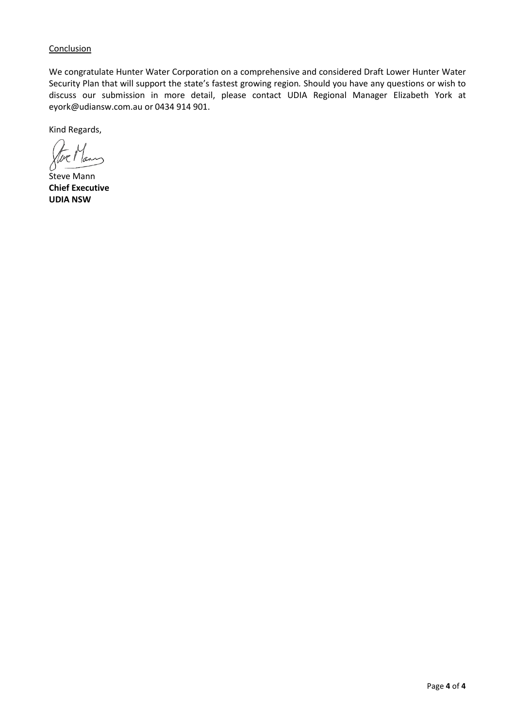Conclusion

We congratulate Hunter Water Corporation on a comprehensive and considered Draft Lower Hunter Water Security Plan that will support the state's fastest growing region. Should you have any questions or wish to discuss our submission in more detail, please contact UDIA Regional Manager Elizabeth York at eyork@udiansw.com.au or 0434 914 901.

Kind Regards,

Steve Mann
**Chief Executive**
**UDIA NSW**